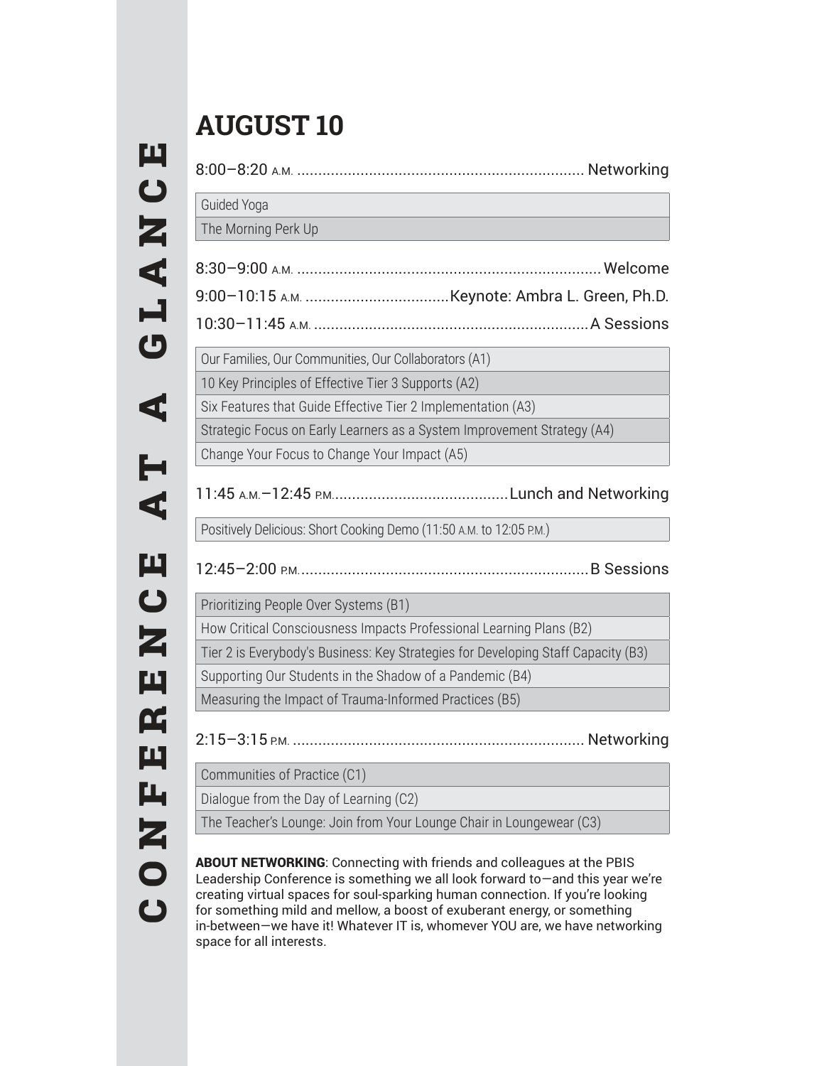CONFERENCE AT A GLANCE

# AUGUST 10

8:00–8:20 A.M. .................................................................... Networking

- Guided Yoga
- The Morning Perk Up

8:30–9:00 A.M. ........................................................................ Welcome

9:00–10:15 A.M. .................................. Keynote: Ambra L. Green, Ph.D.

10:30–11:45 A.M. ................................................................. A Sessions

- Our Families, Our Communities, Our Collaborators (A1)
- 10 Key Principles of Effective Tier 3 Supports (A2)
- Six Features that Guide Effective Tier 2 Implementation (A3)
- Strategic Focus on Early Learners as a System Improvement Strategy (A4)
- Change Your Focus to Change Your Impact (A5)

11:45 A.M.–12:45 P.M. .......................................... Lunch and Networking

- Positively Delicious: Short Cooking Demo (11:50 A.M. to 12:05 P.M.)

12:45–2:00 P.M. .................................................................... B Sessions

- Prioritizing People Over Systems (B1)
- How Critical Consciousness Impacts Professional Learning Plans (B2)
- Tier 2 is Everybody's Business: Key Strategies for Developing Staff Capacity (B3)
- Supporting Our Students in the Shadow of a Pandemic (B4)
- Measuring the Impact of Trauma-Informed Practices (B5)

2:15–3:15 P.M. ..................................................................... Networking

- Communities of Practice (C1)
- Dialogue from the Day of Learning (C2)
- The Teacher's Lounge: Join from Your Lounge Chair in Loungewear (C3)

**ABOUT NETWORKING**: Connecting with friends and colleagues at the PBIS Leadership Conference is something we all look forward to—and this year we're creating virtual spaces for soul-sparking human connection. If you're looking for something mild and mellow, a boost of exuberant energy, or something in-between—we have it! Whatever IT is, whomever YOU are, we have networking space for all interests.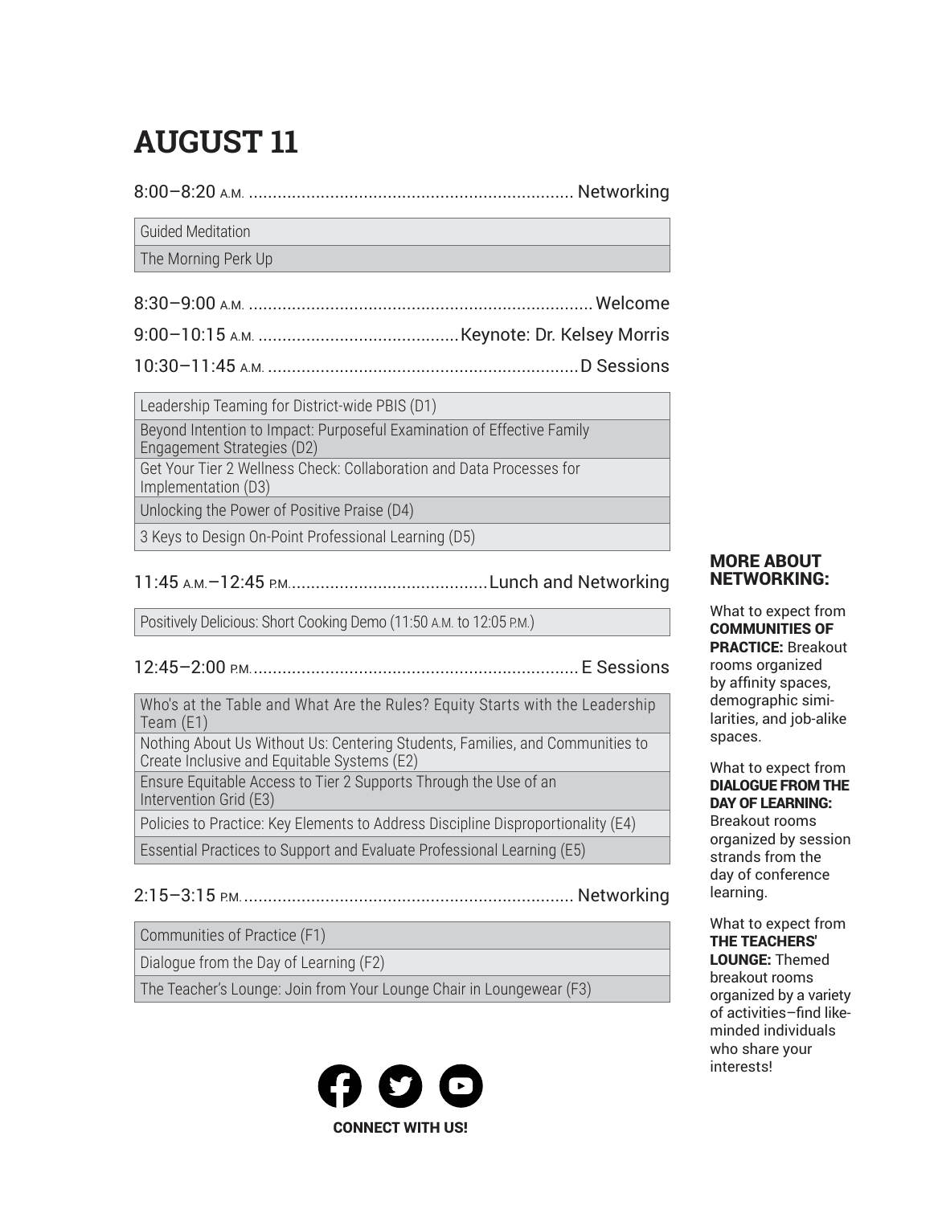# AUGUST 11

8:00–8:20 A.M. .................................................................... Networking

- Guided Meditation
- The Morning Perk Up

8:30–9:00 A.M. ........................................................................ Welcome

9:00–10:15 A.M. .......................................... Keynote: Dr. Kelsey Morris

10:30–11:45 A.M. ................................................................. D Sessions

- Leadership Teaming for District-wide PBIS (D1)
- Beyond Intention to Impact: Purposeful Examination of Effective Family Engagement Strategies (D2)
- Get Your Tier 2 Wellness Check: Collaboration and Data Processes for Implementation (D3)
- Unlocking the Power of Positive Praise (D4)
- 3 Keys to Design On-Point Professional Learning (D5)

11:45 A.M.–12:45 P.M. .......................................... Lunch and Networking

- Positively Delicious: Short Cooking Demo (11:50 A.M. to 12:05 P.M.)

12:45–2:00 P.M. .................................................................... E Sessions

- Who's at the Table and What Are the Rules? Equity Starts with the Leadership Team (E1)
- Nothing About Us Without Us: Centering Students, Families, and Communities to Create Inclusive and Equitable Systems (E2)
- Ensure Equitable Access to Tier 2 Supports Through the Use of an Intervention Grid (E3)
- Policies to Practice: Key Elements to Address Discipline Disproportionality (E4)
- Essential Practices to Support and Evaluate Professional Learning (E5)

2:15–3:15 P.M. ..................................................................... Networking

- Communities of Practice (F1)
- Dialogue from the Day of Learning (F2)
- The Teacher's Lounge: Join from Your Lounge Chair in Loungewear (F3)

## MORE ABOUT NETWORKING:

What to expect from **COMMUNITIES OF PRACTICE:** Breakout rooms organized by affinity spaces, demographic similarities, and job-alike spaces.

What to expect from **DIALOGUE FROM THE DAY OF LEARNING:** Breakout rooms organized by session strands from the day of conference learning.

What to expect from **THE TEACHERS' LOUNGE:** Themed breakout rooms organized by a variety of activities–find like-minded individuals who share your interests!

**CONNECT WITH US!**